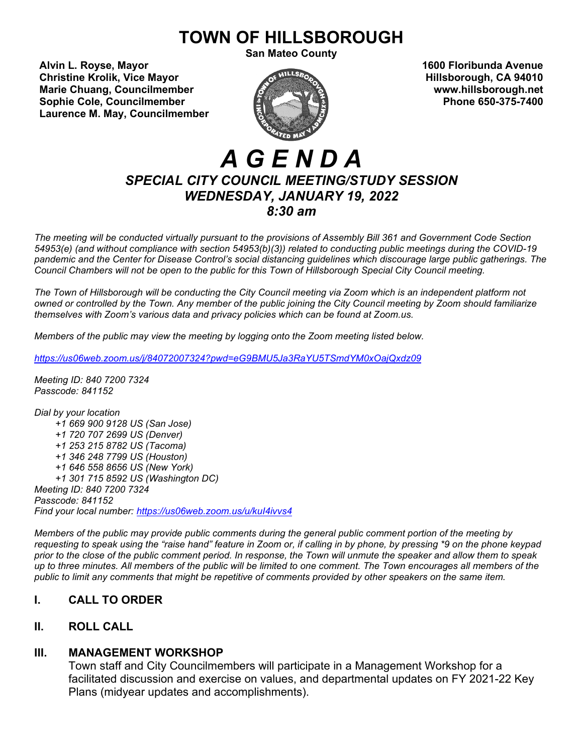# TOWN OF HILLSBOROUGH

**San Mateo County**

**Alvin L. Royse, Mayor**
**Christine Krolik, Vice Mayor**
**Marie Chuang, Councilmember**
**Sophie Cole, Councilmember**
**Laurence M. May, Councilmember**

**1600 Floribunda Avenue**
**Hillsborough, CA 94010**
**www.hillsborough.net**
**Phone 650-375-7400**

# *A G E N D A*

## *SPECIAL CITY COUNCIL MEETING/STUDY SESSION*
## *WEDNESDAY, JANUARY 19, 2022*
## *8:30 am*

*The meeting will be conducted virtually pursuant to the provisions of Assembly Bill 361 and Government Code Section 54953(e) (and without compliance with section 54953(b)(3)) related to conducting public meetings during the COVID-19 pandemic and the Center for Disease Control's social distancing guidelines which discourage large public gatherings. The Council Chambers will not be open to the public for this Town of Hillsborough Special City Council meeting.*

*The Town of Hillsborough will be conducting the City Council meeting via Zoom which is an independent platform not owned or controlled by the Town. Any member of the public joining the City Council meeting by Zoom should familiarize themselves with Zoom's various data and privacy policies which can be found at Zoom.us.*

*Members of the public may view the meeting by logging onto the Zoom meeting listed below.*

*https://us06web.zoom.us/j/84072007324?pwd=eG9BMU5Ja3RaYU5TSmdYM0xOajQxdz09*

*Meeting ID: 840 7200 7324*
*Passcode: 841152*

*Dial by your location*
- *+1 669 900 9128 US (San Jose)*
- *+1 720 707 2699 US (Denver)*
- *+1 253 215 8782 US (Tacoma)*
- *+1 346 248 7799 US (Houston)*
- *+1 646 558 8656 US (New York)*
- *+1 301 715 8592 US (Washington DC)*

*Meeting ID: 840 7200 7324*
*Passcode: 841152*
*Find your local number: https://us06web.zoom.us/u/kuI4ivvs4*

*Members of the public may provide public comments during the general public comment portion of the meeting by requesting to speak using the "raise hand" feature in Zoom or, if calling in by phone, by pressing *9 on the phone keypad prior to the close of the public comment period. In response, the Town will unmute the speaker and allow them to speak up to three minutes. All members of the public will be limited to one comment. The Town encourages all members of the public to limit any comments that might be repetitive of comments provided by other speakers on the same item.*

### I. CALL TO ORDER

### II. ROLL CALL

### III. MANAGEMENT WORKSHOP

Town staff and City Councilmembers will participate in a Management Workshop for a facilitated discussion and exercise on values, and departmental updates on FY 2021-22 Key Plans (midyear updates and accomplishments).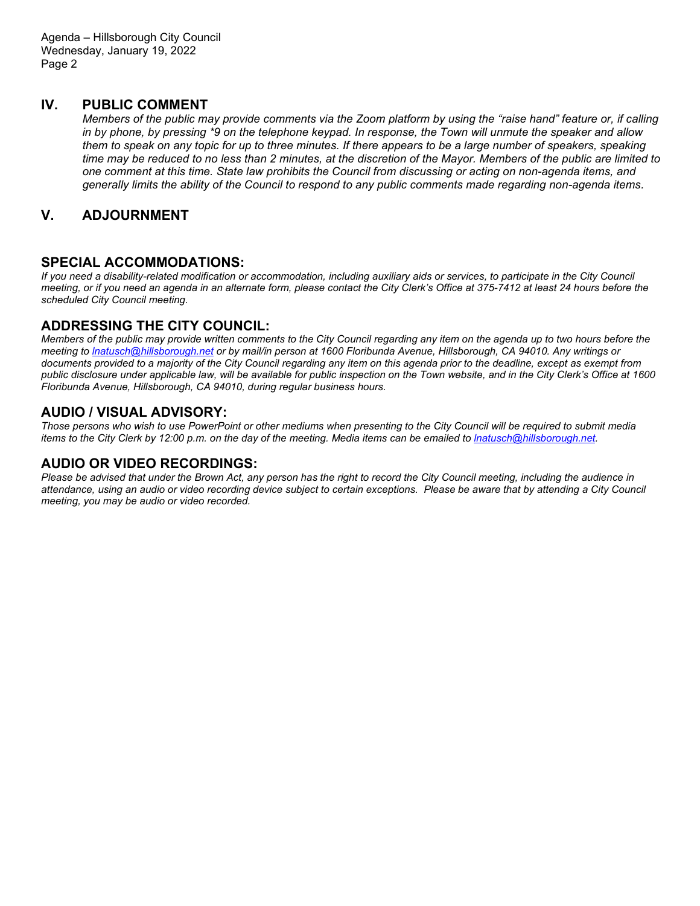## IV. PUBLIC COMMENT

*Members of the public may provide comments via the Zoom platform by using the "raise hand" feature or, if calling in by phone, by pressing *9 on the telephone keypad. In response, the Town will unmute the speaker and allow them to speak on any topic for up to three minutes. If there appears to be a large number of speakers, speaking time may be reduced to no less than 2 minutes, at the discretion of the Mayor. Members of the public are limited to one comment at this time. State law prohibits the Council from discussing or acting on non-agenda items, and generally limits the ability of the Council to respond to any public comments made regarding non-agenda items.*

## V. ADJOURNMENT

## SPECIAL ACCOMMODATIONS:

*If you need a disability-related modification or accommodation, including auxiliary aids or services, to participate in the City Council meeting, or if you need an agenda in an alternate form, please contact the City Clerk's Office at 375-7412 at least 24 hours before the scheduled City Council meeting.*

## ADDRESSING THE CITY COUNCIL:

*Members of the public may provide written comments to the City Council regarding any item on the agenda up to two hours before the meeting to lnatusch@hillsborough.net or by mail/in person at 1600 Floribunda Avenue, Hillsborough, CA 94010. Any writings or documents provided to a majority of the City Council regarding any item on this agenda prior to the deadline, except as exempt from public disclosure under applicable law, will be available for public inspection on the Town website, and in the City Clerk's Office at 1600 Floribunda Avenue, Hillsborough, CA 94010, during regular business hours.*

## AUDIO / VISUAL ADVISORY:

*Those persons who wish to use PowerPoint or other mediums when presenting to the City Council will be required to submit media items to the City Clerk by 12:00 p.m. on the day of the meeting. Media items can be emailed to lnatusch@hillsborough.net.*

## AUDIO OR VIDEO RECORDINGS:

*Please be advised that under the Brown Act, any person has the right to record the City Council meeting, including the audience in attendance, using an audio or video recording device subject to certain exceptions. Please be aware that by attending a City Council meeting, you may be audio or video recorded.*